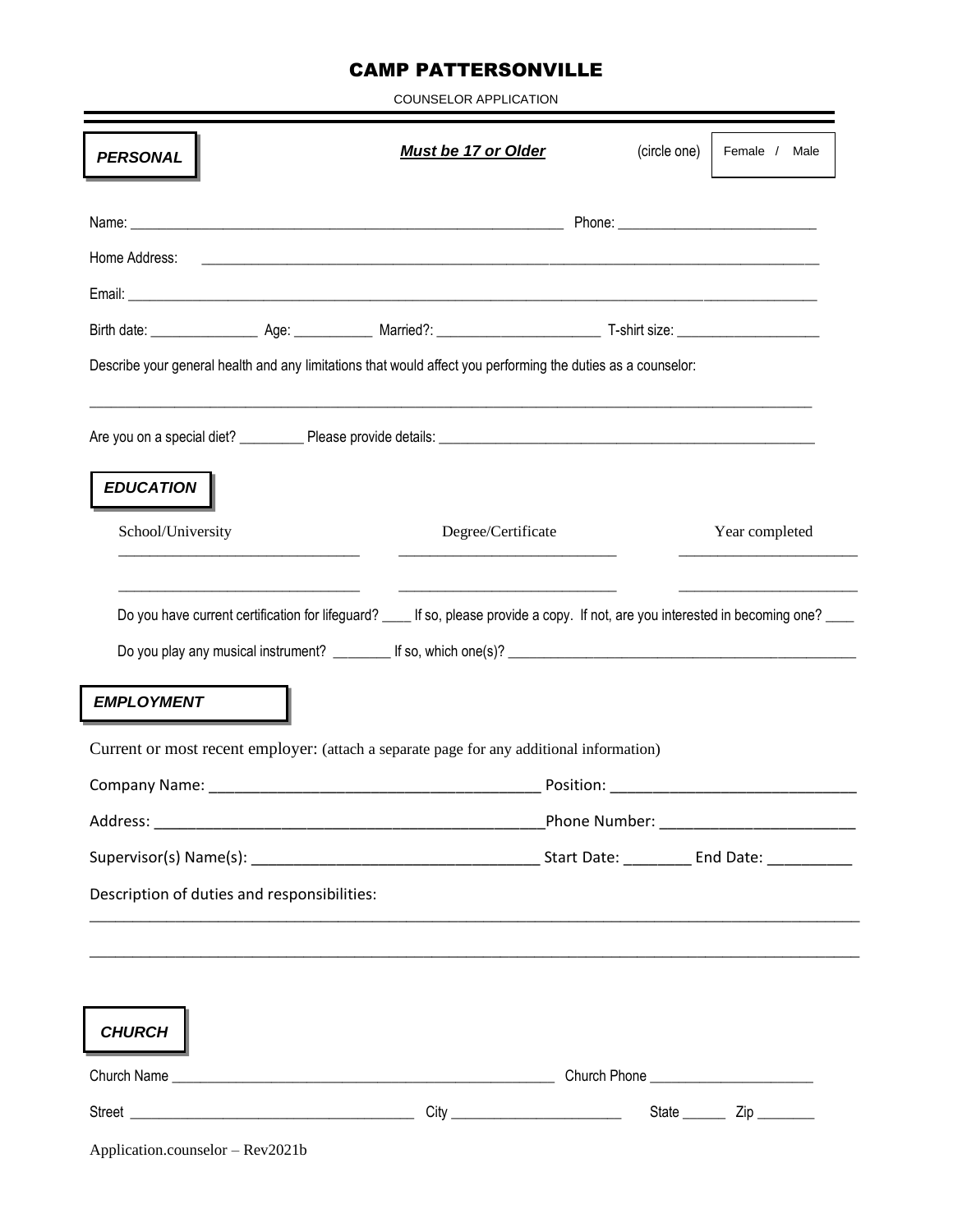# CAMP PATTERSONVILLE

COUNSELOR APPLICATION

**_PERSONAL_**

**_Must be 17 or Older_**

(circle one) Female / Male

Name: ____________________________________________ Phone: ________________________

Home Address: ______________________________________________________________________

Email: ____________________________________________________________________________

Birth date: _____________ Age: _________ Married?: ___________________ T-shirt size: _________________

Describe your general health and any limitations that would affect you performing the duties as a counselor:

__________________________________________________________________________________

Are you on a special diet? ________ Please provide details: ______________________________________________

**_EDUCATION_**

| School/University | Degree/Certificate | Year completed |
|---|---|---|
| ___________________________ | _________________________ | _____________________ |
| ___________________________ | _________________________ | _____________________ |

Do you have current certification for lifeguard? ____ If so, please provide a copy. If not, are you interested in becoming one? ____

Do you play any musical instrument? _______ If so, which one(s)? ___________________________________________

**_EMPLOYMENT_**

Current or most recent employer: (attach a separate page for any additional information)

Company Name: ____________________________________ Position: __________________________

Address: ________________________________________Phone Number: _____________________

Supervisor(s) Name(s): _______________________________ Start Date: _______ End Date: _________

Description of duties and responsibilities:

__________________________________________________________________________________

__________________________________________________________________________________

**_CHURCH_**

Church Name ____________________________________________ Church Phone ____________________

Street _________________________________ City ____________________ State ______ Zip ________

Application.counselor – Rev2021b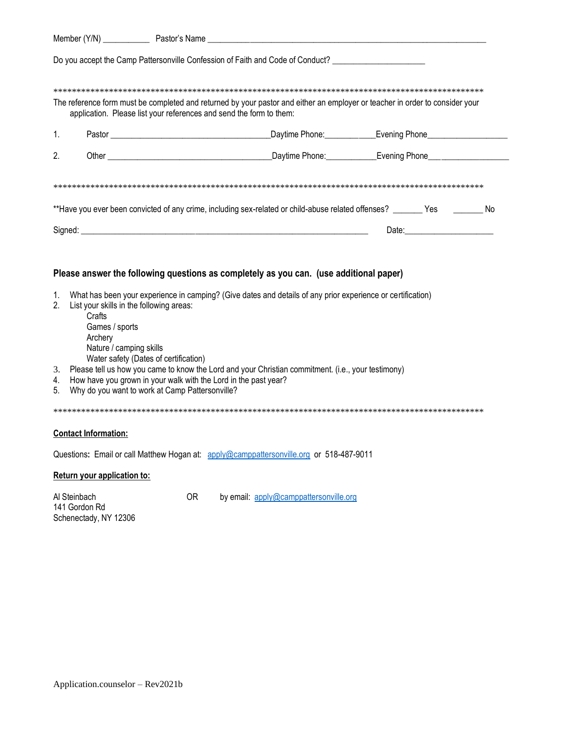Member (Y/N) ___________ Pastor's Name ___________________________________________________________________

Do you accept the Camp Pattersonville Confession of Faith and Code of Conduct? ______________________

***********************************************************************************************

The reference form must be completed and returned by your pastor and either an employer or teacher in order to consider your application. Please list your references and send the form to them:

1. Pastor _____________________________________Daytime Phone:___________Evening Phone___________________

2. Other ______________________________________Daytime Phone:___________Evening Phone___________________

***********************************************************************************************

**Have you ever been convicted of any crime, including sex-related or child-abuse related offenses? _______ Yes _______ No

Signed: ________________________________________________________________________ Date:_____________________

**Please answer the following questions as completely as you can. (use additional paper)**

1. What has been your experience in camping? (Give dates and details of any prior experience or certification)
2. List your skills in the following areas:
   - Crafts
   - Games / sports
   - Archery
   - Nature / camping skills
   - Water safety (Dates of certification)
3. Please tell us how you came to know the Lord and your Christian commitment. (i.e., your testimony)
4. How have you grown in your walk with the Lord in the past year?
5. Why do you want to work at Camp Pattersonville?

***********************************************************************************************

**Contact Information:**

Questions**:** Email or call Matthew Hogan at: apply@camppattersonville.org or 518-487-9011

**Return your application to:**

Al Steinbach
141 Gordon Rd
Schenectady, NY 12306

OR by email: apply@camppattersonville.org

Application.counselor – Rev2021b